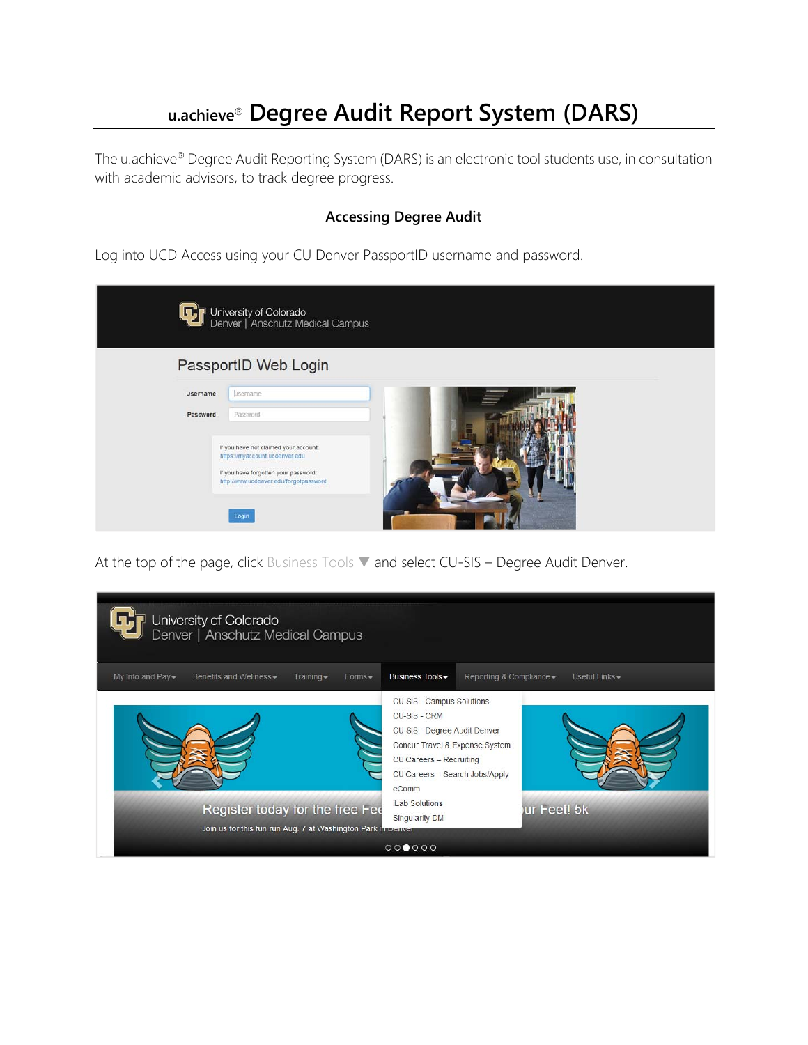# u.achieve® Degree Audit Report System (DARS)

The u.achieve® Degree Audit Reporting System (DARS) is an electronic tool students use, in consultation with academic advisors, to track degree progress.

### Accessing Degree Audit

Log into UCD Access using your CU Denver PassportID username and password.

At the top of the page, click Business Tools ▼ and select CU-SIS – Degree Audit Denver.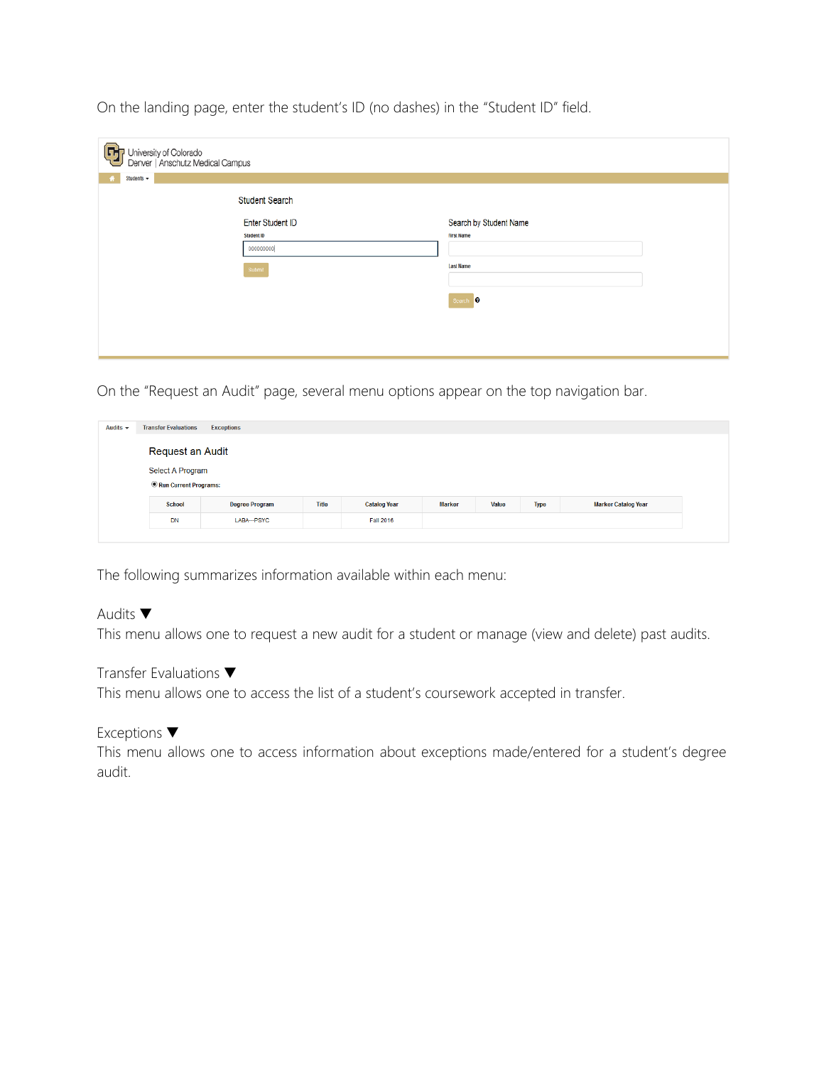On the landing page, enter the student's ID (no dashes) in the "Student ID" field.

University of Colorado
Denver | Anschutz Medical Campus

Students ▾

Student Search

Enter Student ID

Student ID

000000000

Submit

Search by Student Name

First Name

Last Name

Search

On the "Request an Audit" page, several menu options appear on the top navigation bar.

Audits ▾ Transfer Evaluations Exceptions

Request an Audit

Select A Program

Run Current Programs:

| School | Degree Program | Title | Catalog Year | Marker | Value | Type | Marker Catalog Year |
| --- | --- | --- | --- | --- | --- | --- | --- |
| DN | LABA--PSYC | | Fall 2016 | | | | |

The following summarizes information available within each menu:

Audits ▼

This menu allows one to request a new audit for a student or manage (view and delete) past audits.

Transfer Evaluations ▼

This menu allows one to access the list of a student's coursework accepted in transfer.

Exceptions ▼

This menu allows one to access information about exceptions made/entered for a student's degree audit.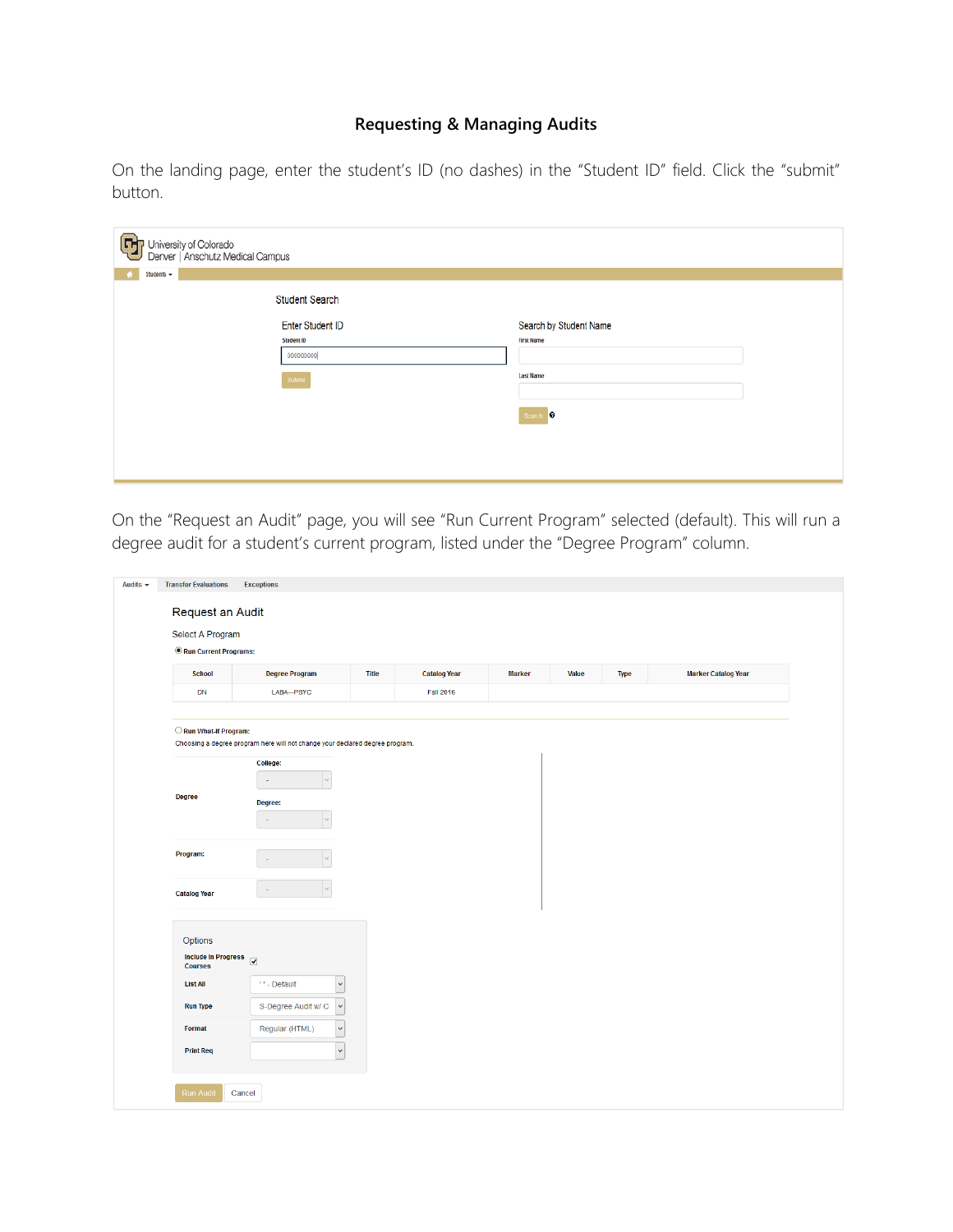## Requesting & Managing Audits

On the landing page, enter the student's ID (no dashes) in the "Student ID" field. Click the "submit" button.

On the "Request an Audit" page, you will see "Run Current Program" selected (default). This will run a degree audit for a student's current program, listed under the "Degree Program" column.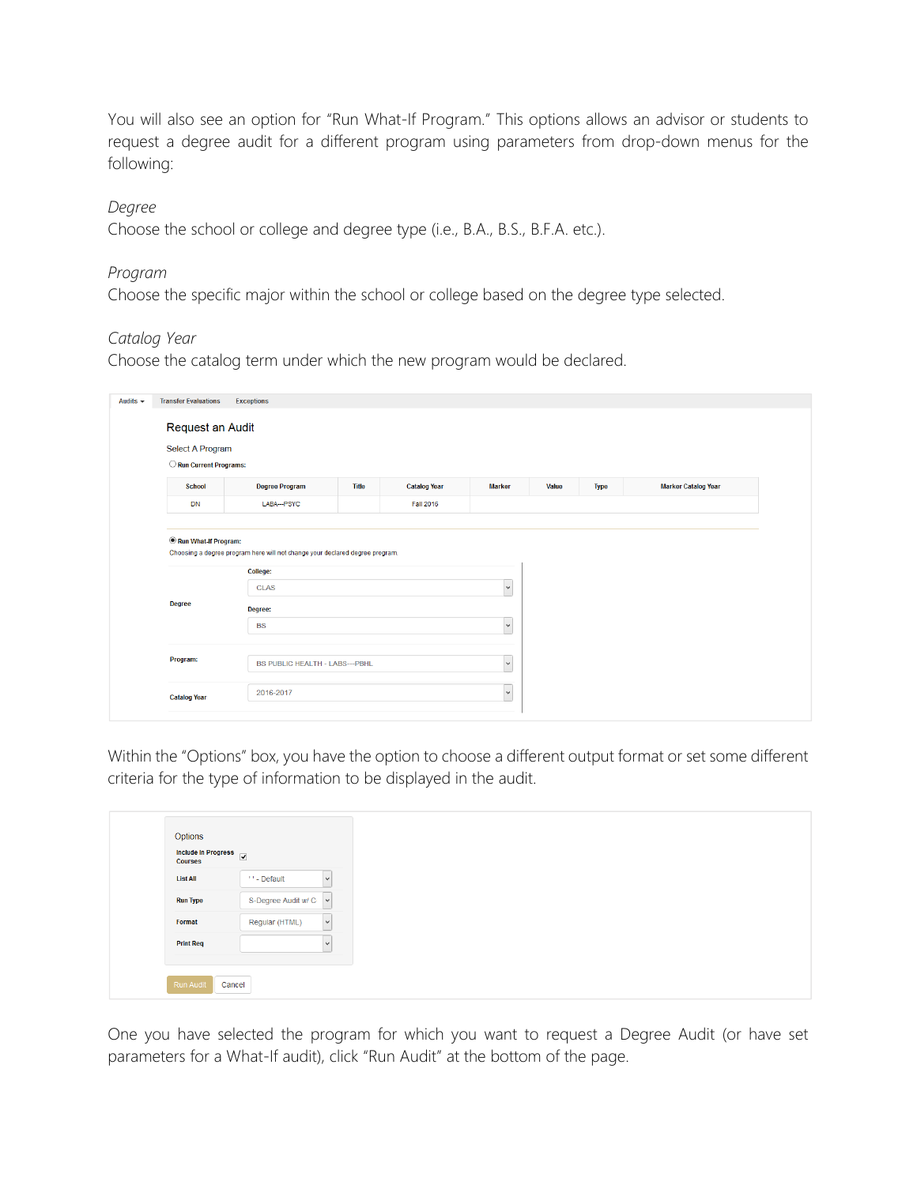You will also see an option for "Run What-If Program." This options allows an advisor or students to request a degree audit for a different program using parameters from drop-down menus for the following:

*Degree*
Choose the school or college and degree type (i.e., B.A., B.S., B.F.A. etc.).

*Program*
Choose the specific major within the school or college based on the degree type selected.

*Catalog Year*
Choose the catalog term under which the new program would be declared.

Audits ▾ Transfer Evaluations Exceptions

Request an Audit

Select A Program

○ Run Current Programs:

| School | Degree Program | Title | Catalog Year | Marker | Value | Type | Marker Catalog Year |
| --- | --- | --- | --- | --- | --- | --- | --- |
| DN | LABA---PSYC | | Fall 2016 | | | | |

◉ Run What-If Program:

Choosing a degree program here will not change your declared degree program.

| | |
| --- | --- |
| Degree | College: CLAS<br>Degree: BS |
| Program: | BS PUBLIC HEALTH - LABS---PBHL |
| Catalog Year | 2016-2017 |

Within the "Options" box, you have the option to choose a different output format or set some different criteria for the type of information to be displayed in the audit.

Options

| | |
| --- | --- |
| Include In Progress Courses | ☑ |
| List All | ' ' - Default |
| Run Type | S-Degree Audit w/ C |
| Format | Regular (HTML) |
| Print Req | |

Run Audit Cancel

One you have selected the program for which you want to request a Degree Audit (or have set parameters for a What-If audit), click "Run Audit" at the bottom of the page.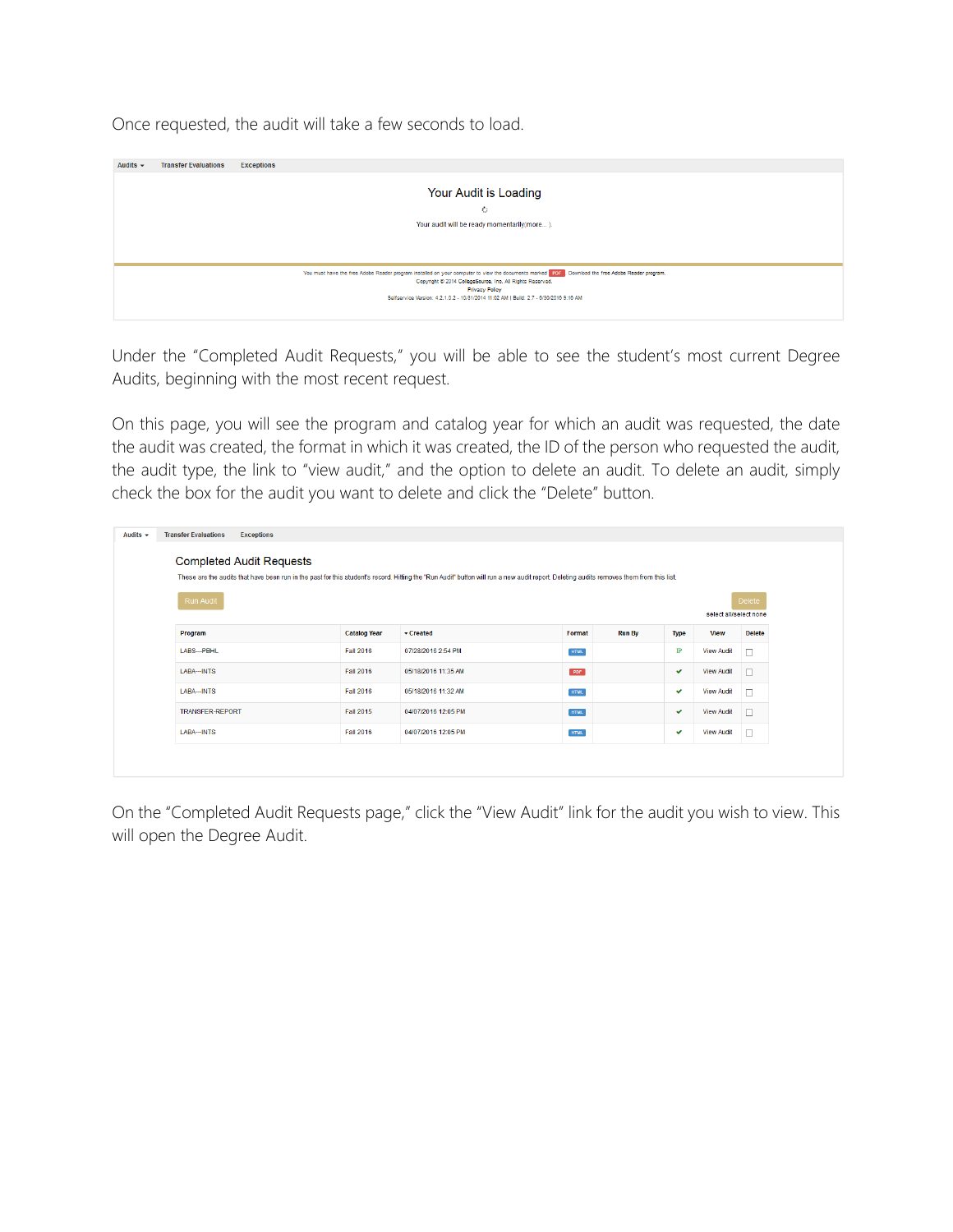Once requested, the audit will take a few seconds to load.

Audits ▾ Transfer Evaluations Exceptions

Your Audit is Loading

Your audit will be ready momentarily(more... )

You must have the free Adobe Reader program installed on your computer to view the documents marked PDF Download the free Adobe Reader program.
Copyright © 2014 CollegeSource, Inc. All Rights Reserved.
Privacy Policy
Selfservice Version: 4.2.1.0.2 - 10/31/2014 11:02 AM | Build: 2.7 - 6/30/2016 9:16 AM

Under the "Completed Audit Requests," you will be able to see the student's most current Degree Audits, beginning with the most recent request.

On this page, you will see the program and catalog year for which an audit was requested, the date the audit was created, the format in which it was created, the ID of the person who requested the audit, the audit type, the link to "view audit," and the option to delete an audit. To delete an audit, simply check the box for the audit you want to delete and click the "Delete" button.

Audits ▾ Transfer Evaluations Exceptions

Completed Audit Requests

These are the audits that have been run in the past for this student's record. Hitting the "Run Audit" button will run a new audit report. Deleting audits removes them from this list.

Run Audit Delete

select all/select none

| Program | Catalog Year | ▾ Created | Format | Run By | Type | View | Delete |
|---|---|---|---|---|---|---|---|
| LABS—PBHL | Fall 2016 | 07/28/2016 2:54 PM | HTML | | IP | View Audit | ☐ |
| LABA—INTS | Fall 2016 | 05/18/2016 11:35 AM | PDF | | ✔ | View Audit | ☐ |
| LABA—INTS | Fall 2016 | 05/18/2016 11:32 AM | HTML | | ✔ | View Audit | ☐ |
| TRANSFER-REPORT | Fall 2015 | 04/07/2016 12:05 PM | HTML | | ✔ | View Audit | ☐ |
| LABA—INTS | Fall 2016 | 04/07/2016 12:05 PM | HTML | | ✔ | View Audit | ☐ |

On the "Completed Audit Requests page," click the "View Audit" link for the audit you wish to view. This will open the Degree Audit.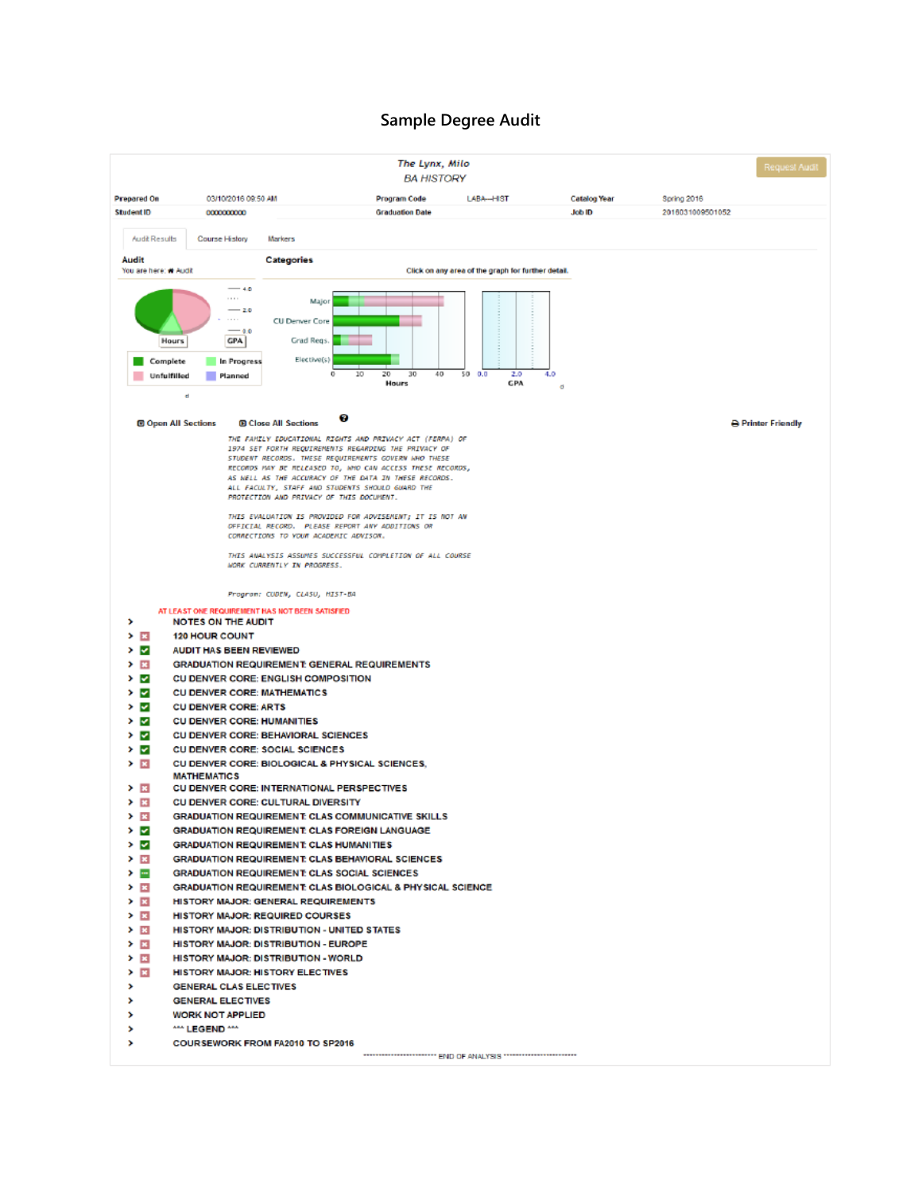# Sample Degree Audit

*The Lynx, Milo*
*BA HISTORY*

Request Audit

| Prepared On | 03/10/2016 09:50 AM | Program Code | LABA--HIST | Catalog Year | Spring 2016 |
|---|---|---|---|---|---|
| Student ID | 0000000000 | Graduation Date | | Job ID | 2016031009501052 |

Audit Results | Course History | Markers

**Audit**
You are here: Audit

**Categories**

Click on any area of the graph for further detail.

Hours | GPA

Complete | In Progress
Unfulfilled | Planned

Major
CU Denver Core
Grad Reqs.
Elective(s)

0 10 20 30 40 50 — Hours

0.0 2.0 4.0 — GPA

Open All Sections | Close All Sections | Printer Friendly

*THE FAMILY EDUCATIONAL RIGHTS AND PRIVACY ACT (FERPA) OF 1974 SET FORTH REQUIREMENTS REGARDING THE PRIVACY OF STUDENT RECORDS. THESE REQUIREMENTS GOVERN WHO THESE RECORDS MAY BE RELEASED TO, WHO CAN ACCESS THESE RECORDS, AS WELL AS THE ACCURACY OF THE DATA IN THESE RECORDS. ALL FACULTY, STAFF AND STUDENTS SHOULD GUARD THE PROTECTION AND PRIVACY OF THIS DOCUMENT.*

*THIS EVALUATION IS PROVIDED FOR ADVISEMENT; IT IS NOT AN OFFICIAL RECORD. PLEASE REPORT ANY ADDITIONS OR CORRECTIONS TO YOUR ACADEMIC ADVISOR.*

*THIS ANALYSIS ASSUMES SUCCESSFUL COMPLETION OF ALL COURSE WORK CURRENTLY IN PROGRESS.*

*Program: CUDEN, CLASU, HIST-BA*

AT LEAST ONE REQUIREMENT HAS NOT BEEN SATISFIED

- NOTES ON THE AUDIT
- 120 HOUR COUNT
- AUDIT HAS BEEN REVIEWED
- GRADUATION REQUIREMENT: GENERAL REQUIREMENTS
- CU DENVER CORE: ENGLISH COMPOSITION
- CU DENVER CORE: MATHEMATICS
- CU DENVER CORE: ARTS
- CU DENVER CORE: HUMANITIES
- CU DENVER CORE: BEHAVIORAL SCIENCES
- CU DENVER CORE: SOCIAL SCIENCES
- CU DENVER CORE: BIOLOGICAL & PHYSICAL SCIENCES, MATHEMATICS
- CU DENVER CORE: INTERNATIONAL PERSPECTIVES
- CU DENVER CORE: CULTURAL DIVERSITY
- GRADUATION REQUIREMENT: CLAS COMMUNICATIVE SKILLS
- GRADUATION REQUIREMENT: CLAS FOREIGN LANGUAGE
- GRADUATION REQUIREMENT: CLAS HUMANITIES
- GRADUATION REQUIREMENT: CLAS BEHAVIORAL SCIENCES
- GRADUATION REQUIREMENT: CLAS SOCIAL SCIENCES
- GRADUATION REQUIREMENT: CLAS BIOLOGICAL & PHYSICAL SCIENCE
- HISTORY MAJOR: GENERAL REQUIREMENTS
- HISTORY MAJOR: REQUIRED COURSES
- HISTORY MAJOR: DISTRIBUTION - UNITED STATES
- HISTORY MAJOR: DISTRIBUTION - EUROPE
- HISTORY MAJOR: DISTRIBUTION - WORLD
- HISTORY MAJOR: HISTORY ELECTIVES
- GENERAL CLAS ELECTIVES
- GENERAL ELECTIVES
- WORK NOT APPLIED
- *** LEGEND ***
- COURSEWORK FROM FA2010 TO SP2016

********************** END OF ANALYSIS **********************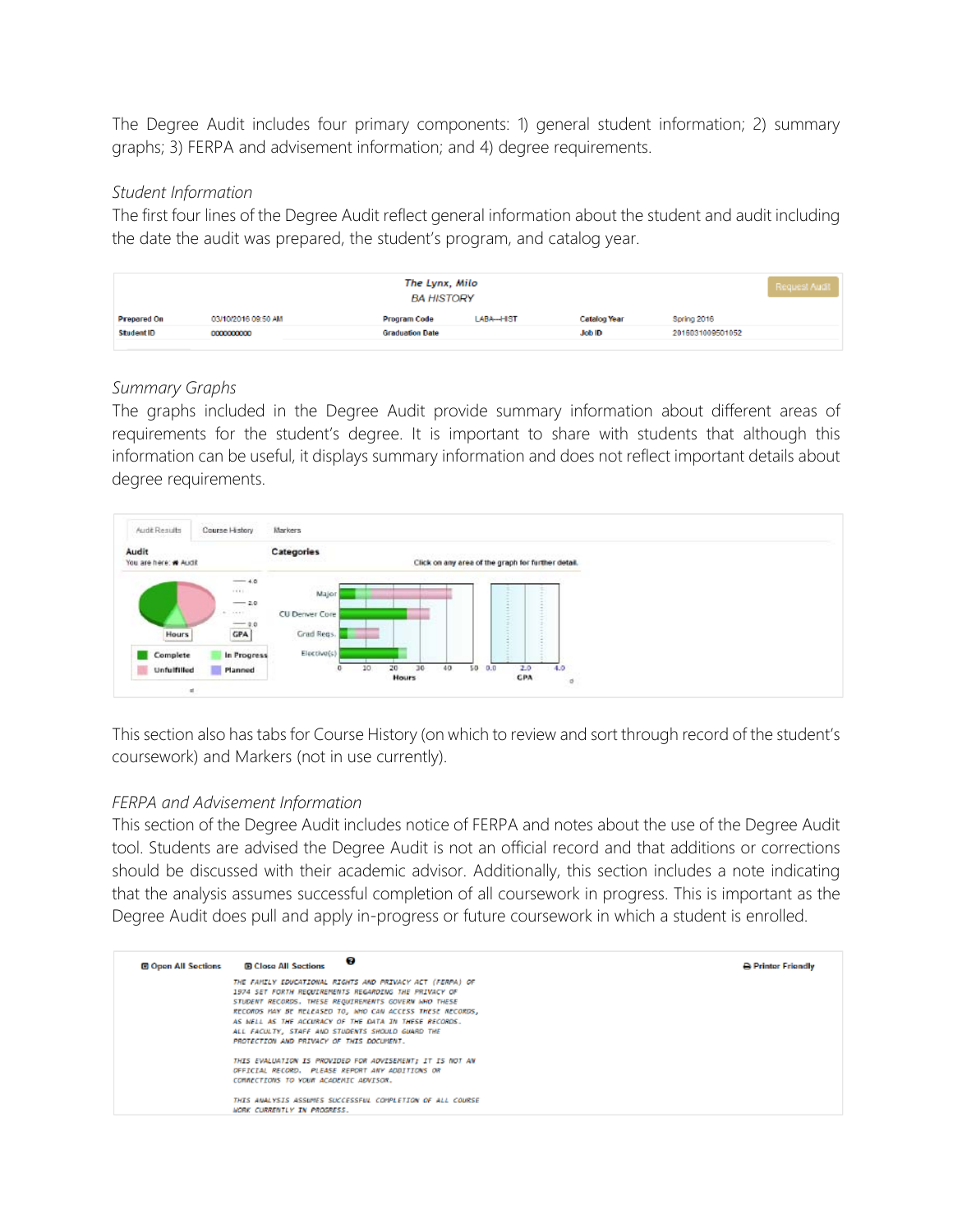The Degree Audit includes four primary components: 1) general student information; 2) summary graphs; 3) FERPA and advisement information; and 4) degree requirements.

*Student Information*

The first four lines of the Degree Audit reflect general information about the student and audit including the date the audit was prepared, the student's program, and catalog year.

**The Lynx, Milo**
BA HISTORY

Request Audit

| Prepared On | 03/10/2016 09:50 AM | Program Code | LABA--HIST | Catalog Year | Spring 2016 |
|---|---|---|---|---|---|
| Student ID | 0000000000 | Graduation Date | | Job ID | 201603100950105 |

*Summary Graphs*

The graphs included in the Degree Audit provide summary information about different areas of requirements for the student's degree. It is important to share with students that although this information can be useful, it displays summary information and does not reflect important details about degree requirements.

Audit Results | Course History | Markers

**Audit**
You are here: Audit

**Categories**
Click on any area of the graph for further detail.

Hours | GPA

Major
CU Denver Core
Grad Reqs.
Elective(s)

Hours: 0, 10, 20, 30, 40, 50
GPA: 0.0, 2.0, 4.0

Complete | In Progress
Unfulfilled | Planned

This section also has tabs for Course History (on which to review and sort through record of the student's coursework) and Markers (not in use currently).

*FERPA and Advisement Information*

This section of the Degree Audit includes notice of FERPA and notes about the use of the Degree Audit tool. Students are advised the Degree Audit is not an official record and that additions or corrections should be discussed with their academic advisor. Additionally, this section includes a note indicating that the analysis assumes successful completion of all coursework in progress. This is important as the Degree Audit does pull and apply in-progress or future coursework in which a student is enrolled.

Open All Sections | Close All Sections | Printer Friendly

THE FAMILY EDUCATIONAL RIGHTS AND PRIVACY ACT (FERPA) OF 1974 SET FORTH REQUIREMENTS REGARDING THE PRIVACY OF STUDENT RECORDS. THESE REQUIREMENTS GOVERN WHO THESE RECORDS MAY BE RELEASED TO, WHO CAN ACCESS THESE RECORDS, AS WELL AS THE ACCURACY OF THE DATA IN THESE RECORDS. ALL FACULTY, STAFF AND STUDENTS SHOULD GUARD THE PROTECTION AND PRIVACY OF THIS DOCUMENT.

THIS EVALUATION IS PROVIDED FOR ADVISEMENT; IT IS NOT AN OFFICIAL RECORD. PLEASE REPORT ANY ADDITIONS OR CORRECTIONS TO YOUR ACADEMIC ADVISOR.

THIS ANALYSIS ASSUMES SUCCESSFUL COMPLETION OF ALL COURSE WORK CURRENTLY IN PROGRESS.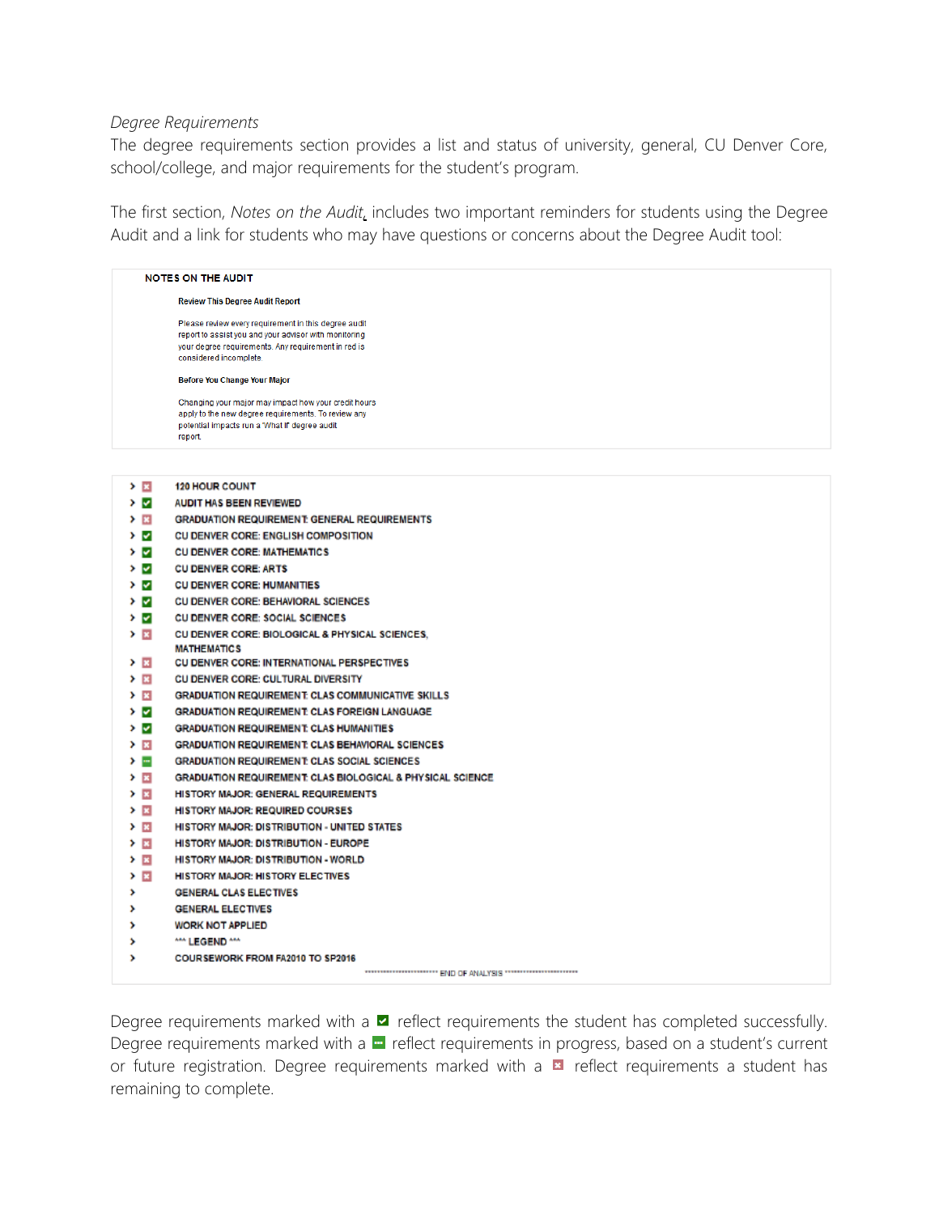*Degree Requirements*

The degree requirements section provides a list and status of university, general, CU Denver Core, school/college, and major requirements for the student's program.

The first section, *Notes on the Audit*, includes two important reminders for students using the Degree Audit and a link for students who may have questions or concerns about the Degree Audit tool:

**NOTES ON THE AUDIT**

**Review This Degree Audit Report**

Please review every requirement in this degree audit report to assist you and your advisor with monitoring your degree requirements. Any requirement in red is considered incomplete.

**Before You Change Your Major**

Changing your major may impact how your credit hours apply to the new degree requirements. To review any potential impacts run a 'What If' degree audit report.

- ☒ 120 HOUR COUNT
- ☑ AUDIT HAS BEEN REVIEWED
- ☒ GRADUATION REQUIREMENT: GENERAL REQUIREMENTS
- ☑ CU DENVER CORE: ENGLISH COMPOSITION
- ☑ CU DENVER CORE: MATHEMATICS
- ☑ CU DENVER CORE: ARTS
- ☑ CU DENVER CORE: HUMANITIES
- ☑ CU DENVER CORE: BEHAVIORAL SCIENCES
- ☑ CU DENVER CORE: SOCIAL SCIENCES
- ☒ CU DENVER CORE: BIOLOGICAL & PHYSICAL SCIENCES, MATHEMATICS
- ☒ CU DENVER CORE: INTERNATIONAL PERSPECTIVES
- ☒ CU DENVER CORE: CULTURAL DIVERSITY
- ☒ GRADUATION REQUIREMENT: CLAS COMMUNICATIVE SKILLS
- ☑ GRADUATION REQUIREMENT: CLAS FOREIGN LANGUAGE
- ☑ GRADUATION REQUIREMENT: CLAS HUMANITIES
- ☒ GRADUATION REQUIREMENT: CLAS BEHAVIORAL SCIENCES
- ⊟ GRADUATION REQUIREMENT: CLAS SOCIAL SCIENCES
- ☒ GRADUATION REQUIREMENT: CLAS BIOLOGICAL & PHYSICAL SCIENCE
- ☒ HISTORY MAJOR: GENERAL REQUIREMENTS
- ☒ HISTORY MAJOR: REQUIRED COURSES
- ☒ HISTORY MAJOR: DISTRIBUTION - UNITED STATES
- ☒ HISTORY MAJOR: DISTRIBUTION - EUROPE
- ☒ HISTORY MAJOR: DISTRIBUTION - WORLD
- ☒ HISTORY MAJOR: HISTORY ELECTIVES
- GENERAL CLAS ELECTIVES
- GENERAL ELECTIVES
- WORK NOT APPLIED
- *** LEGEND ***
- COURSEWORK FROM FA2010 TO SP2016

************************ END OF ANALYSIS ************************

Degree requirements marked with a ☑ reflect requirements the student has completed successfully. Degree requirements marked with a ⊟ reflect requirements in progress, based on a student's current or future registration. Degree requirements marked with a ☒ reflect requirements a student has remaining to complete.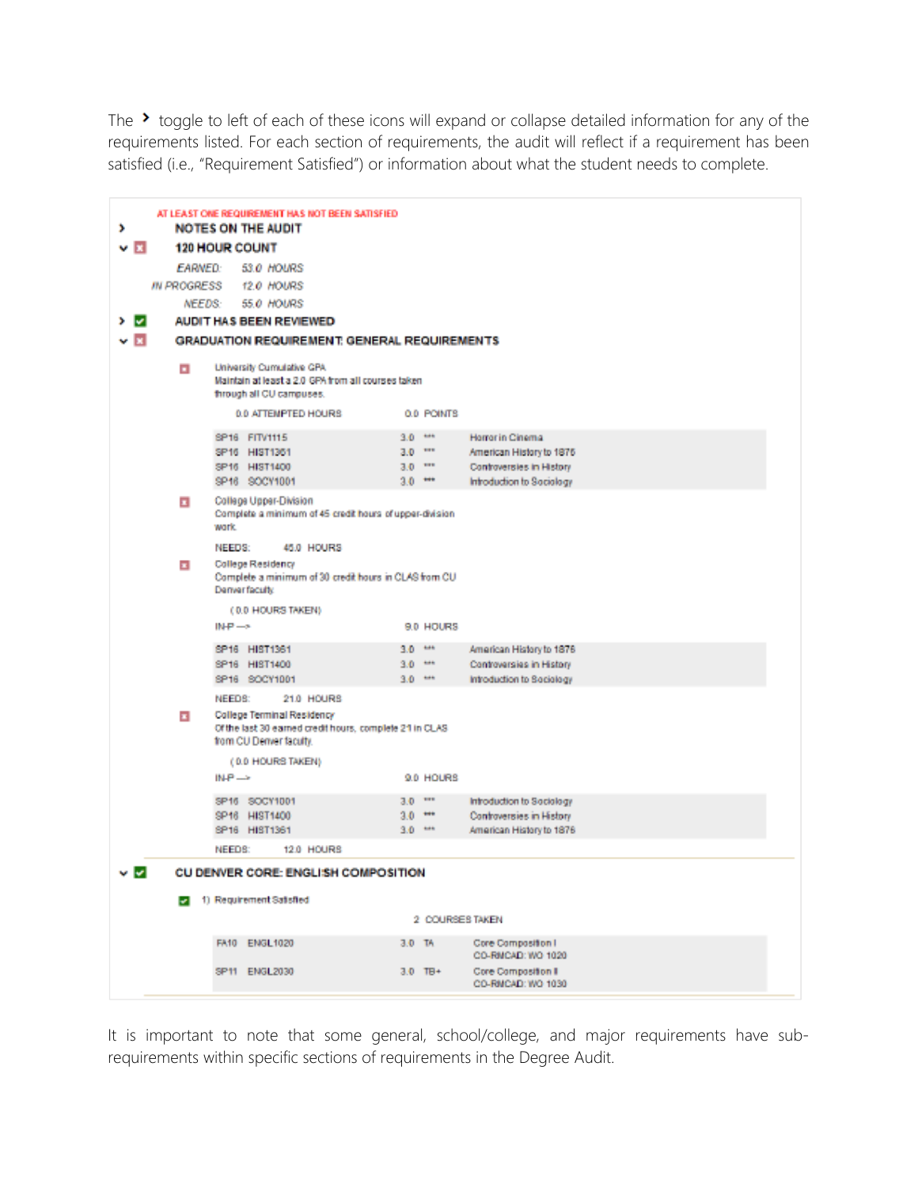The › toggle to left of each of these icons will expand or collapse detailed information for any of the requirements listed. For each section of requirements, the audit will reflect if a requirement has been satisfied (i.e., "Requirement Satisfied") or information about what the student needs to complete.

AT LEAST ONE REQUIREMENT HAS NOT BEEN SATISFIED

› **NOTES ON THE AUDIT**

⌄ ☒ **120 HOUR COUNT**

*EARNED: 53.0 HOURS*
*IN PROGRESS 12.0 HOURS*
*NEEDS: 55.0 HOURS*

› ☑ **AUDIT HAS BEEN REVIEWED**

⌄ ☒ **GRADUATION REQUIREMENT: GENERAL REQUIREMENTS**

☒ University Cumulative GPA
Maintain at least a 2.0 GPA from all courses taken through all CU campuses.

0.0 ATTEMPTED HOURS 0.0 POINTS

| | | | | |
|---|---|---|---|---|
| SP16 | FITV1115 | 3.0 | *** | Horror in Cinema |
| SP16 | HIST1361 | 3.0 | *** | American History to 1876 |
| SP16 | HIST1400 | 3.0 | *** | Controversies in History |
| SP16 | SOCY1001 | 3.0 | *** | Introduction to Sociology |

☒ College Upper-Division
Complete a minimum of 45 credit hours of upper-division work.

NEEDS: 45.0 HOURS

☒ College Residency
Complete a minimum of 30 credit hours in CLAS from CU Denver faculty.

( 0.0 HOURS TAKEN)
IN-P ---> 9.0 HOURS

| | | | | |
|---|---|---|---|---|
| SP16 | HIST1361 | 3.0 | *** | American History to 1876 |
| SP16 | HIST1400 | 3.0 | *** | Controversies in History |
| SP16 | SOCY1001 | 3.0 | *** | Introduction to Sociology |

NEEDS: 21.0 HOURS

☒ College Terminal Residency
Of the last 30 earned credit hours, complete 21 in CLAS from CU Denver faculty.

( 0.0 HOURS TAKEN)
IN-P ---> 9.0 HOURS

| | | | | |
|---|---|---|---|---|
| SP16 | SOCY1001 | 3.0 | *** | Introduction to Sociology |
| SP16 | HIST1400 | 3.0 | *** | Controversies in History |
| SP16 | HIST1361 | 3.0 | *** | American History to 1876 |

NEEDS: 12.0 HOURS

⌄ ☑ **CU DENVER CORE: ENGLISH COMPOSITION**

☑ 1) Requirement Satisfied

2 COURSES TAKEN

| | | | | |
|---|---|---|---|---|
| FA10 | ENGL1020 | 3.0 | TA | Core Composition I CO-RMCAD: WO 1020 |
| SP11 | ENGL2030 | 3.0 | TB+ | Core Composition II CO-RMCAD: WO 1030 |

It is important to note that some general, school/college, and major requirements have sub-requirements within specific sections of requirements in the Degree Audit.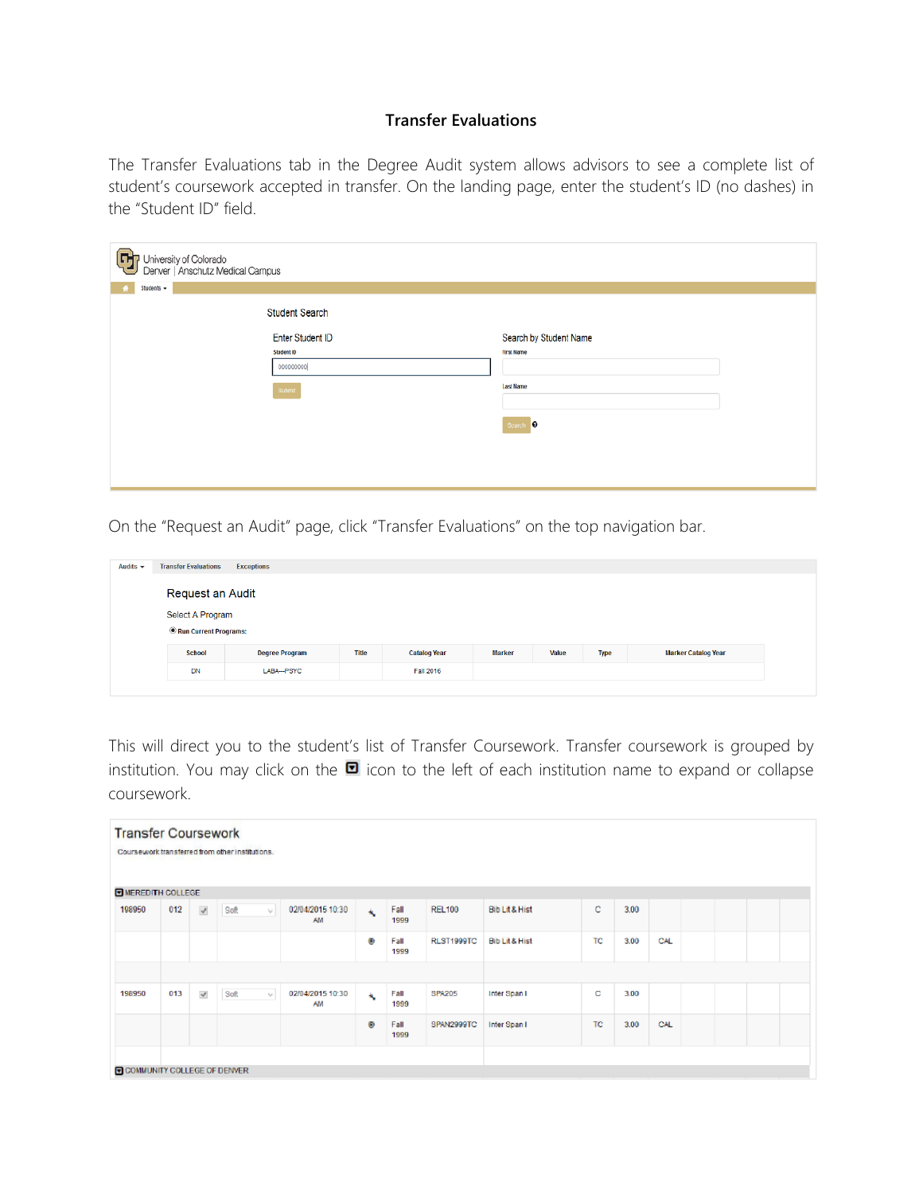# Transfer Evaluations

The Transfer Evaluations tab in the Degree Audit system allows advisors to see a complete list of student's coursework accepted in transfer. On the landing page, enter the student's ID (no dashes) in the "Student ID" field.

On the "Request an Audit" page, click "Transfer Evaluations" on the top navigation bar.

This will direct you to the student's list of Transfer Coursework. Transfer coursework is grouped by institution. You may click on the ☐ icon to the left of each institution name to expand or collapse coursework.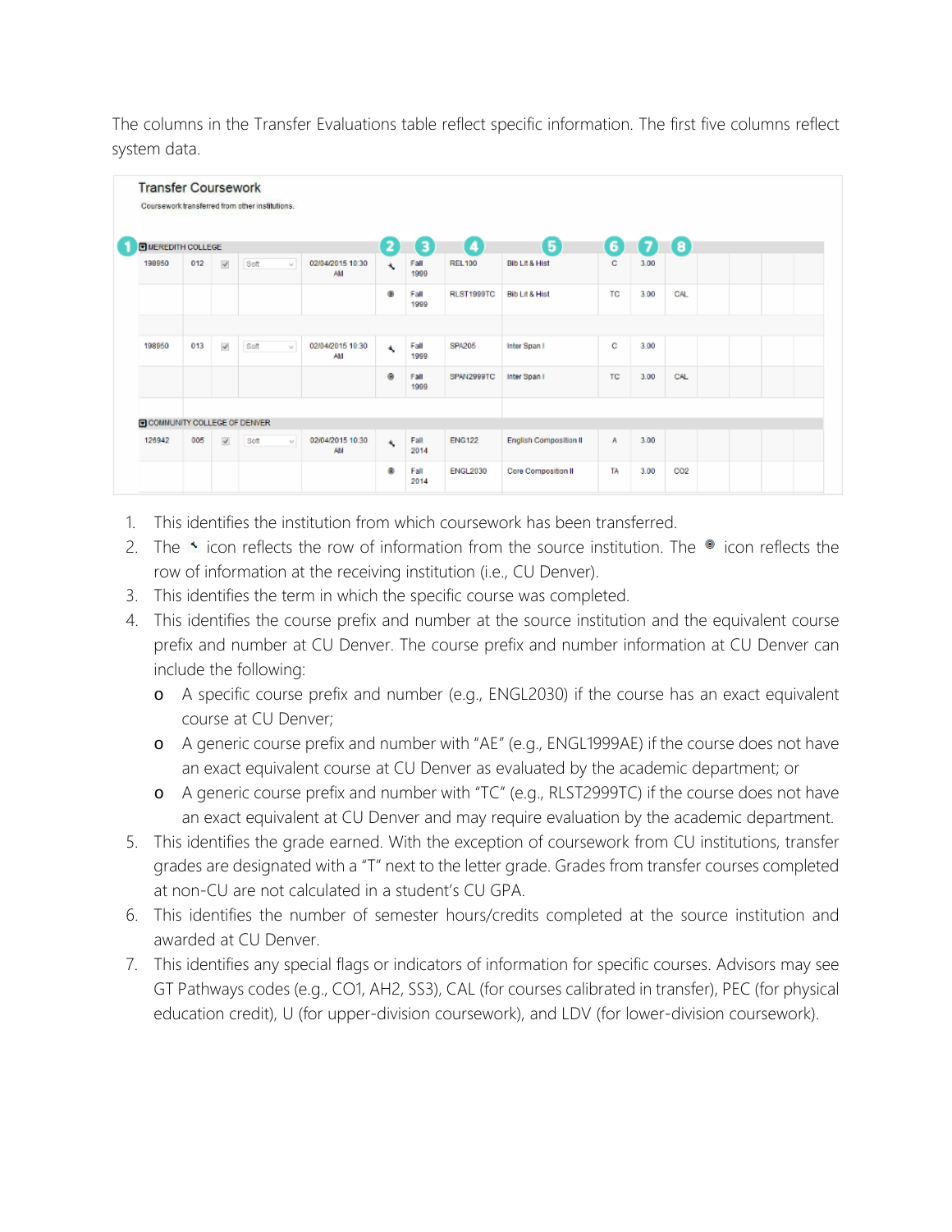The columns in the Transfer Evaluations table reflect specific information. The first five columns reflect system data.

**Transfer Coursework**

Coursework transferred from other institutions.

| (1) | | | | | (2) | (3) | (4) | (5) | (6) | (7) | (8) |
|---|---|---|---|---|---|---|---|---|---|---|---|
| MEREDITH COLLEGE | | | | | | | | | | | |
| 198950 | 012 | ☑ | Soft | 02/04/2015 10:30 AM | ⚲ | Fall 1999 | REL100 | Bib Lit & Hist | C | 3.00 | |
| | | | | | ◉ | Fall 1999 | RLST1999TC | Bib Lit & Hist | TC | 3.00 | CAL |
| 198950 | 013 | ☑ | Soft | 02/04/2015 10:30 AM | ⚲ | Fall 1999 | SPA205 | Inter Span I | C | 3.00 | |
| | | | | | ◉ | Fall 1999 | SPAN2999TC | Inter Span I | TC | 3.00 | CAL |
| COMMUNITY COLLEGE OF DENVER | | | | | | | | | | | |
| 126942 | 005 | ☑ | Soft | 02/04/2015 10:30 AM | ⚲ | Fall 2014 | ENG122 | English Composition II | A | 3.00 | |
| | | | | | ◉ | Fall 2014 | ENGL2030 | Core Composition II | TA | 3.00 | CO2 |

1. This identifies the institution from which coursework has been transferred.
2. The ⚲ icon reflects the row of information from the source institution. The ◉ icon reflects the row of information at the receiving institution (i.e., CU Denver).
3. This identifies the term in which the specific course was completed.
4. This identifies the course prefix and number at the source institution and the equivalent course prefix and number at CU Denver. The course prefix and number information at CU Denver can include the following:
   - A specific course prefix and number (e.g., ENGL2030) if the course has an exact equivalent course at CU Denver;
   - A generic course prefix and number with "AE" (e.g., ENGL1999AE) if the course does not have an exact equivalent course at CU Denver as evaluated by the academic department; or
   - A generic course prefix and number with "TC" (e.g., RLST2999TC) if the course does not have an exact equivalent at CU Denver and may require evaluation by the academic department.
5. This identifies the grade earned. With the exception of coursework from CU institutions, transfer grades are designated with a "T" next to the letter grade. Grades from transfer courses completed at non-CU are not calculated in a student's CU GPA.
6. This identifies the number of semester hours/credits completed at the source institution and awarded at CU Denver.
7. This identifies any special flags or indicators of information for specific courses. Advisors may see GT Pathways codes (e.g., CO1, AH2, SS3), CAL (for courses calibrated in transfer), PEC (for physical education credit), U (for upper-division coursework), and LDV (for lower-division coursework).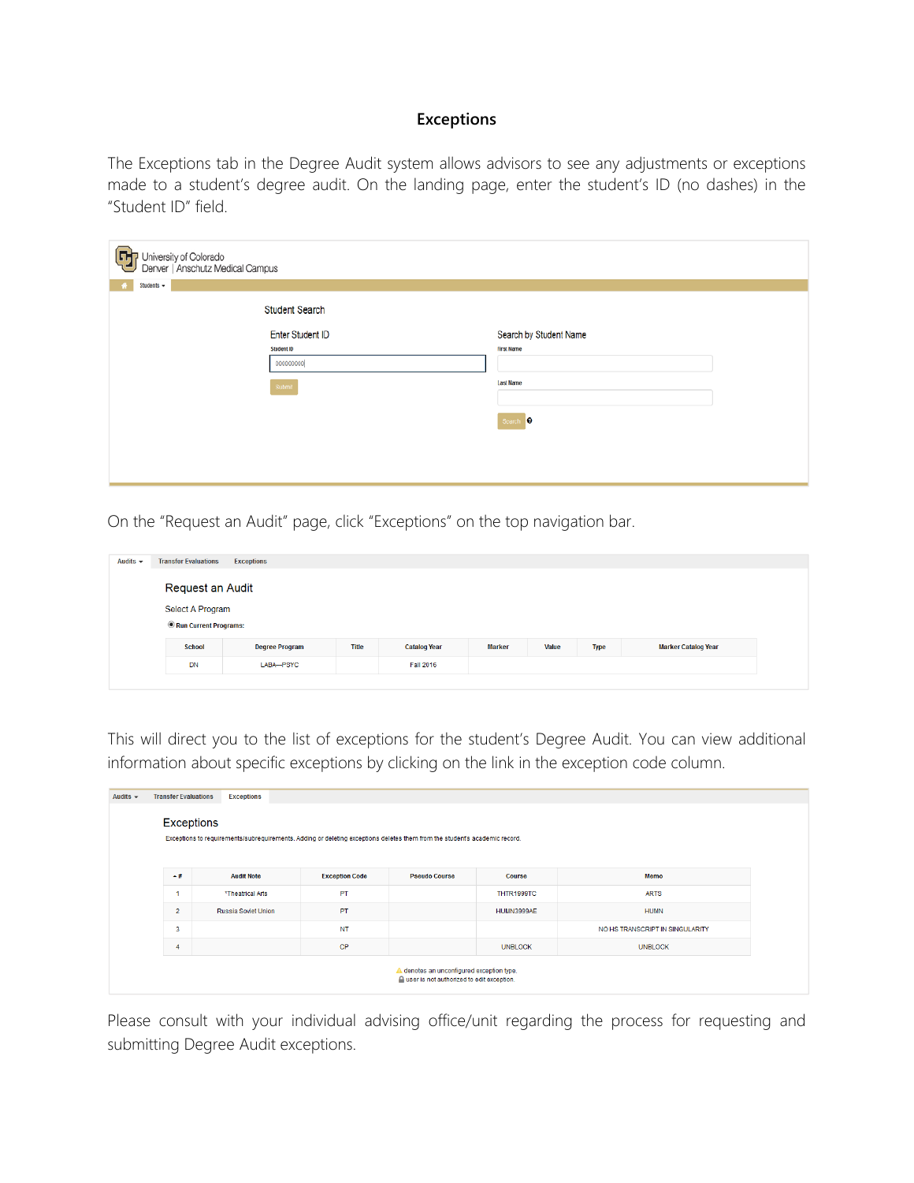# Exceptions

The Exceptions tab in the Degree Audit system allows advisors to see any adjustments or exceptions made to a student's degree audit. On the landing page, enter the student's ID (no dashes) in the "Student ID" field.

On the "Request an Audit" page, click "Exceptions" on the top navigation bar.

This will direct you to the list of exceptions for the student's Degree Audit. You can view additional information about specific exceptions by clicking on the link in the exception code column.

Please consult with your individual advising office/unit regarding the process for requesting and submitting Degree Audit exceptions.